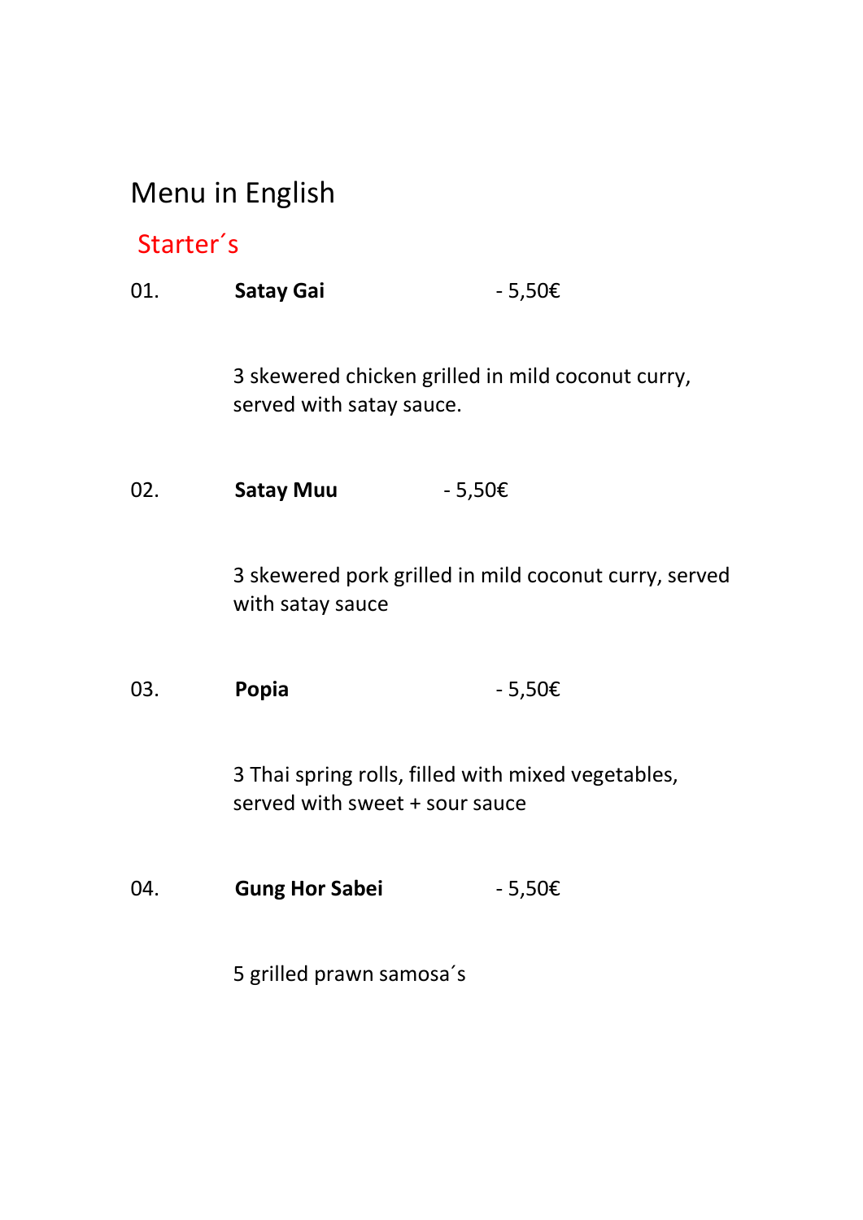# Menu in English

## Starter´s

01. **Satay Gai** - 5,50€

3 skewered chicken grilled in mild coconut curry, served with satay sauce.

02. **Satay Muu** - 5,50€

3 skewered pork grilled in mild coconut curry, served with satay sauce

03. **Popia** - 5,50€

3 Thai spring rolls, filled with mixed vegetables, served with sweet + sour sauce

04. **Gung Hor Sabei** - 5,50€

5 grilled prawn samosa´s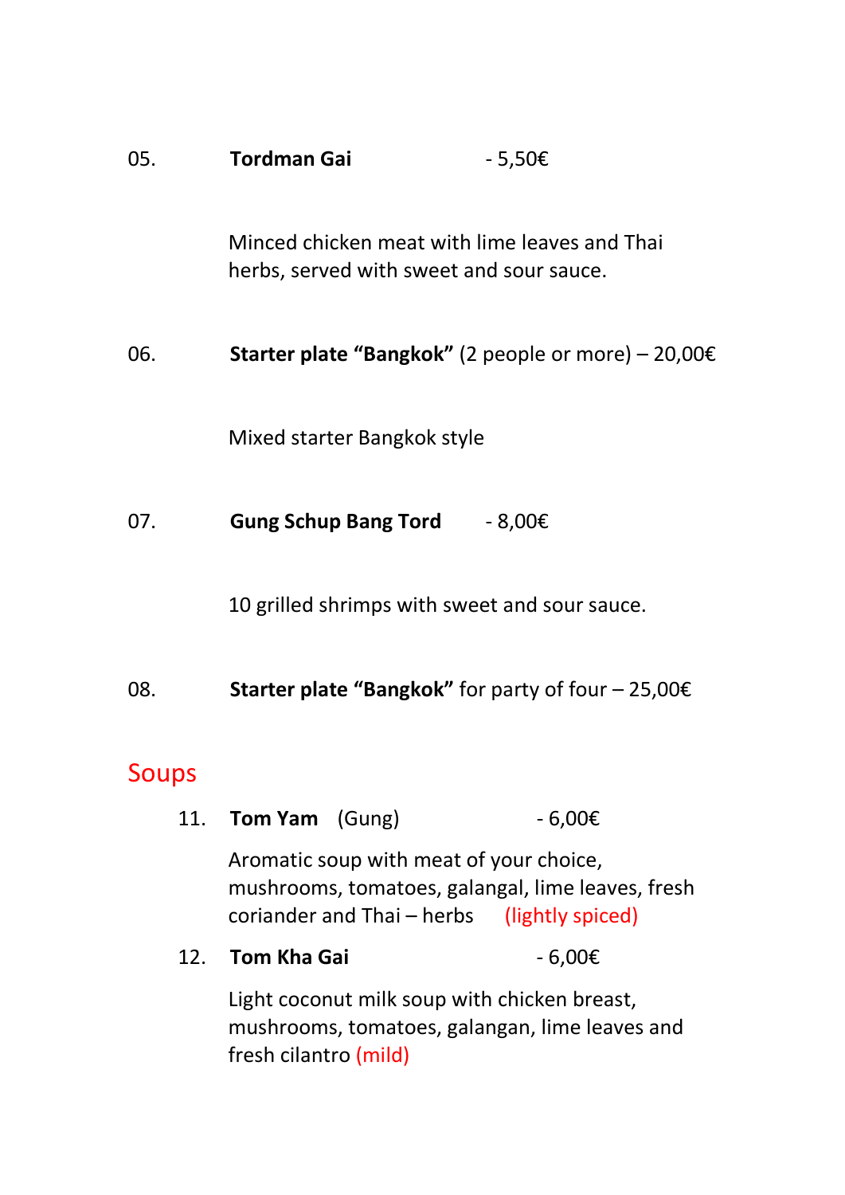05. **Tordman Gai** - 5,50€

Minced chicken meat with lime leaves and Thai herbs, served with sweet and sour sauce.

06. **Starter plate "Bangkok"** (2 people or more) – 20,00€

Mixed starter Bangkok style

07. **Gung Schup Bang Tord** - 8,00€

10 grilled shrimps with sweet and sour sauce.

08. **Starter plate "Bangkok"** for party of four – 25,00€

## Soups

11. **Tom Yam** (Gung) - 6,00€

Aromatic soup with meat of your choice, mushrooms, tomatoes, galangal, lime leaves, fresh coriander and Thai – herbs (lightly spiced)

12. **Tom Kha Gai** - 6,00€

Light coconut milk soup with chicken breast, mushrooms, tomatoes, galangan, lime leaves and fresh cilantro (mild)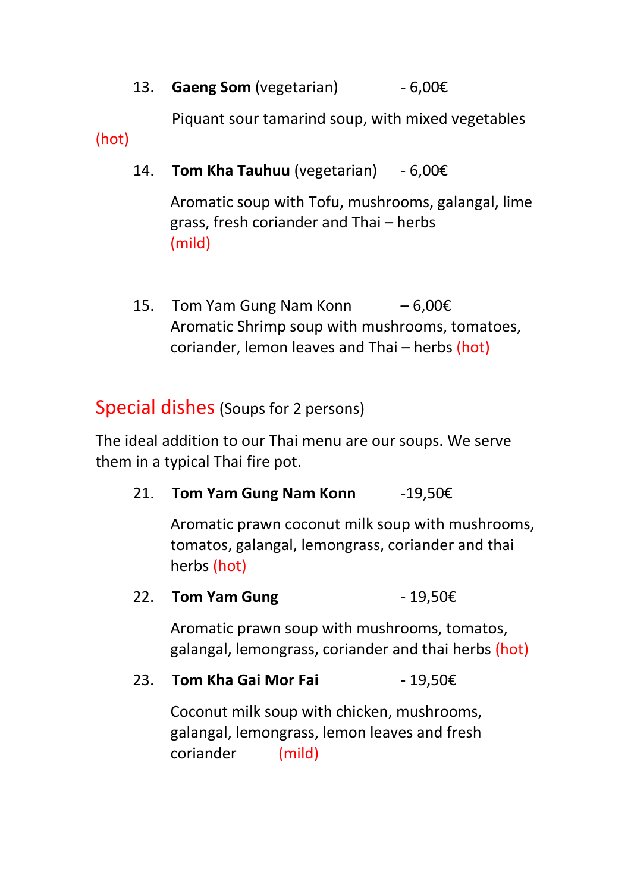13. **Gaeng Som** (vegetarian) - 6,00€

    Piquant sour tamarind soup, with mixed vegetables (hot)

14. **Tom Kha Tauhuu** (vegetarian) - 6,00€

    Aromatic soup with Tofu, mushrooms, galangal, lime grass, fresh coriander and Thai – herbs
    (mild)

15. Tom Yam Gung Nam Konn – 6,00€
    Aromatic Shrimp soup with mushrooms, tomatoes, coriander, lemon leaves and Thai – herbs (hot)

## Special dishes (Soups for 2 persons)

The ideal addition to our Thai menu are our soups. We serve them in a typical Thai fire pot.

21. **Tom Yam Gung Nam Konn** -19,50€

    Aromatic prawn coconut milk soup with mushrooms, tomatos, galangal, lemongrass, coriander and thai herbs (hot)

22. **Tom Yam Gung** - 19,50€

    Aromatic prawn soup with mushrooms, tomatos, galangal, lemongrass, coriander and thai herbs (hot)

23. **Tom Kha Gai Mor Fai** - 19,50€

    Coconut milk soup with chicken, mushrooms, galangal, lemongrass, lemon leaves and fresh coriander (mild)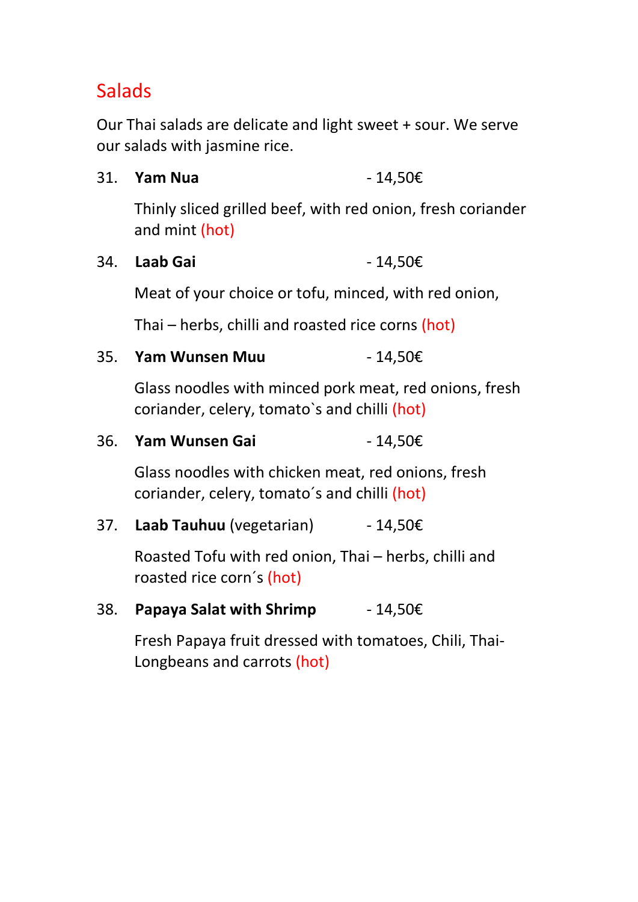## Salads

Our Thai salads are delicate and light sweet + sour. We serve our salads with jasmine rice.

31. **Yam Nua** - 14,50€

    Thinly sliced grilled beef, with red onion, fresh coriander and mint (hot)

34. **Laab Gai** - 14,50€

    Meat of your choice or tofu, minced, with red onion,

    Thai – herbs, chilli and roasted rice corns (hot)

35. **Yam Wunsen Muu** - 14,50€

    Glass noodles with minced pork meat, red onions, fresh coriander, celery, tomato`s and chilli (hot)

36. **Yam Wunsen Gai** - 14,50€

    Glass noodles with chicken meat, red onions, fresh coriander, celery, tomato´s and chilli (hot)

37. **Laab Tauhuu** (vegetarian) - 14,50€

    Roasted Tofu with red onion, Thai – herbs, chilli and roasted rice corn´s (hot)

38. **Papaya Salat with Shrimp** - 14,50€

    Fresh Papaya fruit dressed with tomatoes, Chili, Thai-Longbeans and carrots (hot)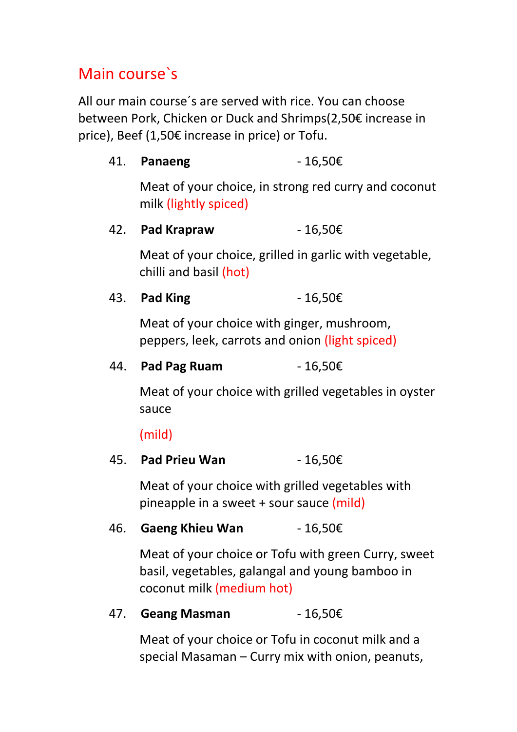## Main course`s

All our main course´s are served with rice. You can choose between Pork, Chicken or Duck and Shrimps(2,50€ increase in price), Beef (1,50€ increase in price) or Tofu.

41. **Panaeng** - 16,50€

    Meat of your choice, in strong red curry and coconut milk (lightly spiced)

42. **Pad Krapraw** - 16,50€

    Meat of your choice, grilled in garlic with vegetable, chilli and basil (hot)

43. **Pad King** - 16,50€

    Meat of your choice with ginger, mushroom, peppers, leek, carrots and onion (light spiced)

44. **Pad Pag Ruam** - 16,50€

    Meat of your choice with grilled vegetables in oyster sauce

    (mild)

45. **Pad Prieu Wan** - 16,50€

    Meat of your choice with grilled vegetables with pineapple in a sweet + sour sauce (mild)

46. **Gaeng Khieu Wan** - 16,50€

    Meat of your choice or Tofu with green Curry, sweet basil, vegetables, galangal and young bamboo in coconut milk (medium hot)

47. **Geang Masman** - 16,50€

    Meat of your choice or Tofu in coconut milk and a special Masaman – Curry mix with onion, peanuts,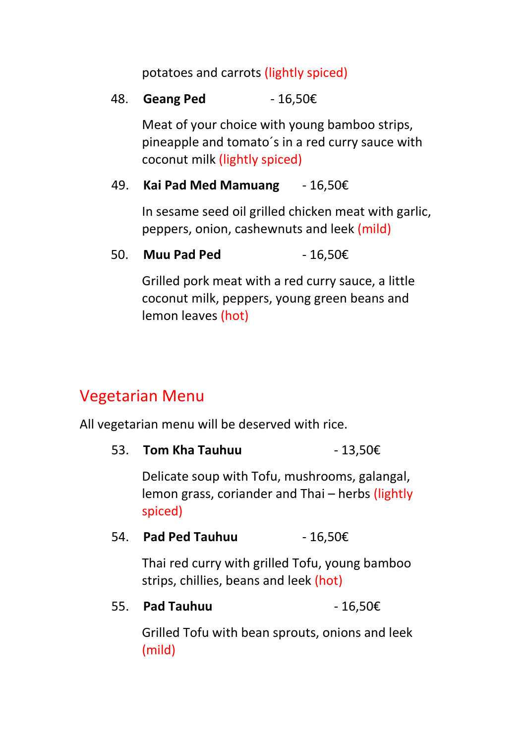potatoes and carrots (lightly spiced)

48. **Geang Ped** - 16,50€

Meat of your choice with young bamboo strips, pineapple and tomato´s in a red curry sauce with coconut milk (lightly spiced)

49. **Kai Pad Med Mamuang** - 16,50€

In sesame seed oil grilled chicken meat with garlic, peppers, onion, cashewnuts and leek (mild)

50. **Muu Pad Ped** - 16,50€

Grilled pork meat with a red curry sauce, a little coconut milk, peppers, young green beans and lemon leaves (hot)

## Vegetarian Menu

All vegetarian menu will be deserved with rice.

53. **Tom Kha Tauhuu** - 13,50€

Delicate soup with Tofu, mushrooms, galangal, lemon grass, coriander and Thai – herbs (lightly spiced)

54. **Pad Ped Tauhuu** - 16,50€

Thai red curry with grilled Tofu, young bamboo strips, chillies, beans and leek (hot)

55. **Pad Tauhuu** - 16,50€

Grilled Tofu with bean sprouts, onions and leek (mild)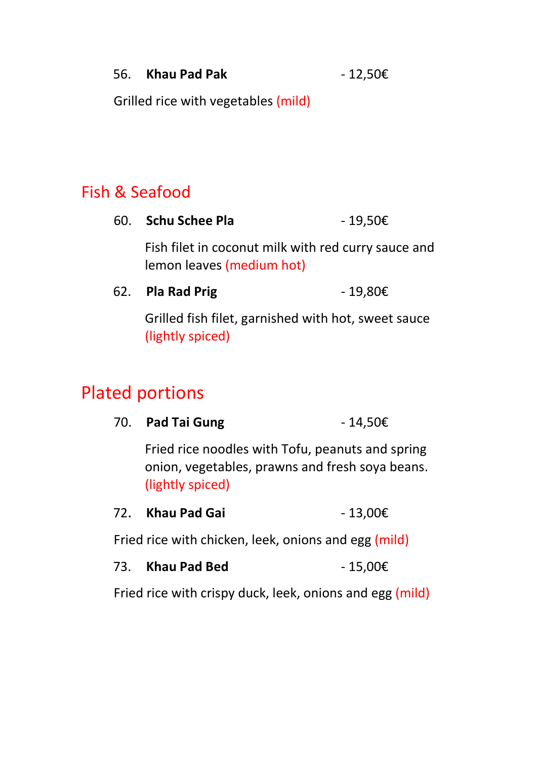56. **Khau Pad Pak** - 12,50€

Grilled rice with vegetables (mild)

## Fish & Seafood

60. **Schu Schee Pla** - 19,50€

    Fish filet in coconut milk with red curry sauce and lemon leaves (medium hot)

62. **Pla Rad Prig** - 19,80€

    Grilled fish filet, garnished with hot, sweet sauce (lightly spiced)

## Plated portions

70. **Pad Tai Gung** - 14,50€

    Fried rice noodles with Tofu, peanuts and spring onion, vegetables, prawns and fresh soya beans. (lightly spiced)

72. **Khau Pad Gai** - 13,00€

Fried rice with chicken, leek, onions and egg (mild)

73. **Khau Pad Bed** - 15,00€

Fried rice with crispy duck, leek, onions and egg (mild)